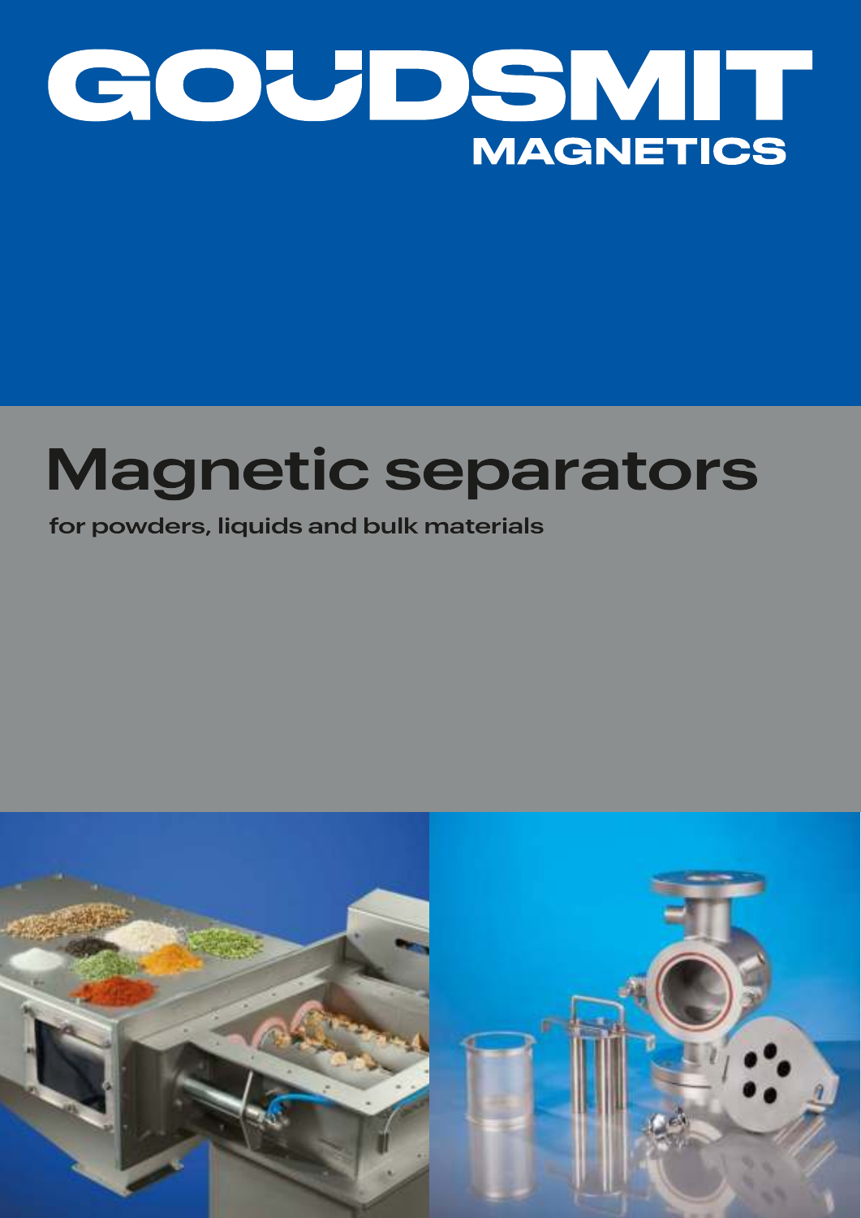# GOUDSMIT MAGNETICS

# Magnetic separators

for powders, liquids and bulk materials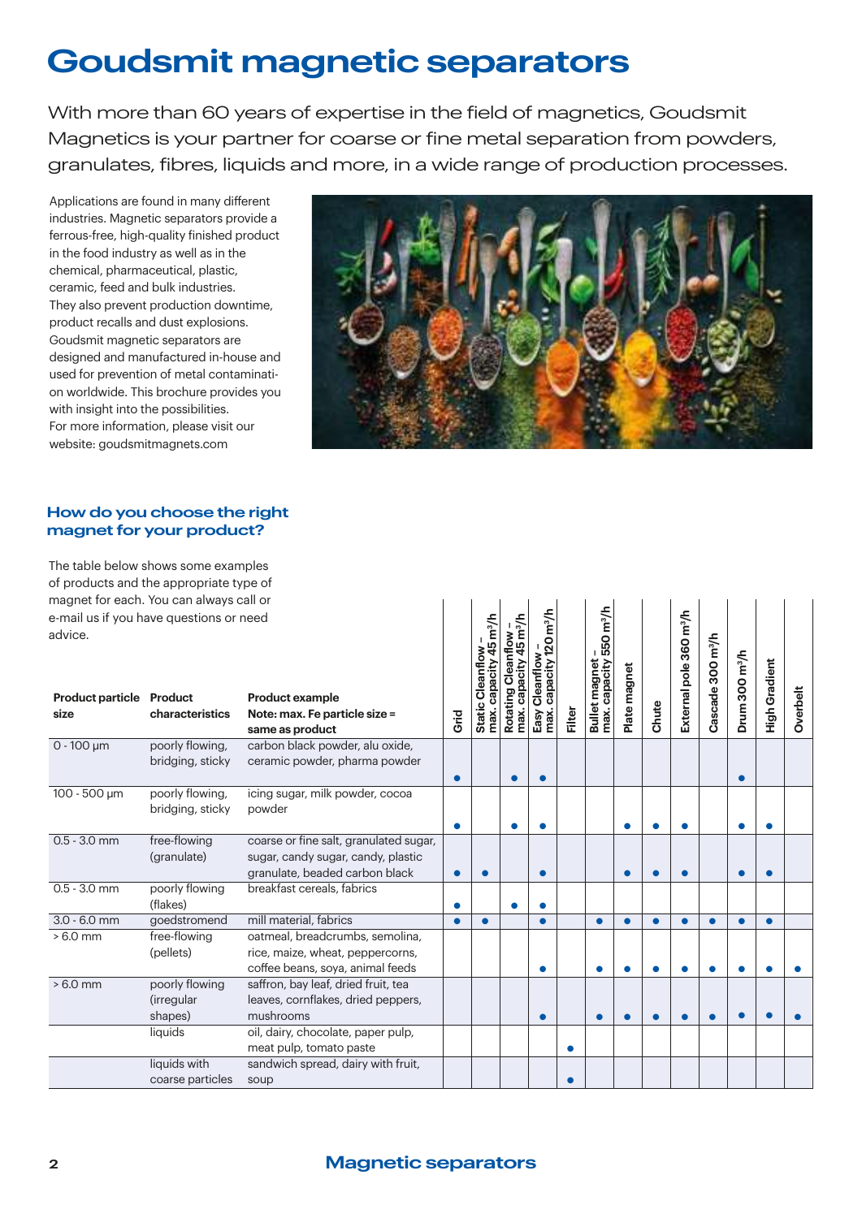# Goudsmit magnetic separators

With more than 60 years of expertise in the field of magnetics, Goudsmit Magnetics is your partner for coarse or fine metal separation from powders, granulates, fibres, liquids and more, in a wide range of production processes.

Applications are found in many different industries. Magnetic separators provide a ferrous-free, high-quality finished product in the food industry as well as in the chemical, pharmaceutical, plastic, ceramic, feed and bulk industries. They also prevent production downtime, product recalls and dust explosions. Goudsmit magnetic separators are designed and manufactured in-house and used for prevention of metal contamination worldwide. This brochure provides you with insight into the possibilities. For more information, please visit our website: goudsmitmagnets.com

### How do you choose the right magnet for your product?

The table below shows some examples of products and the appropriate type of magnet for each. You can always call or e-mail us if you have questions or need advice.

| Product particle size | Product characteristics | Product example Note: max. Fe particle size = same as product | Grid | Static Cleanflow – max. capacity 45 m³/h | Rotating Cleanflow – max. capacity 45 m³/h | Easy Cleanflow – max. capacity 120 m³/h | Filter | Bullet magnet – max. capacity 550 m³/h | Plate magnet | Chute | External pole 360 m³/h | Cascade 300 m³/h | Drum 300 m³/h | High Gradient | Overbelt |
|---|---|---|---|---|---|---|---|---|---|---|---|---|---|---|---|
| 0 - 100 µm | poorly flowing, bridging, sticky | carbon black powder, alu oxide, ceramic powder, pharma powder | ● | | ● | ● | | | | | | | ● | | |
| 100 - 500 µm | poorly flowing, bridging, sticky | icing sugar, milk powder, cocoa powder | ● | | ● | ● | | | ● | ● | ● | | ● | ● | |
| 0.5 - 3.0 mm | free-flowing (granulate) | coarse or fine salt, granulated sugar, sugar, candy sugar, candy, plastic granulate, beaded carbon black | ● | ● | | ● | | | ● | ● | ● | | ● | ● | |
| 0.5 - 3.0 mm | poorly flowing (flakes) | breakfast cereals, fabrics | ● | | ● | ● | | | | | | | | | |
| 3.0 - 6.0 mm | goedstromend | mill material, fabrics | ● | ● | | ● | | ● | ● | ● | ● | ● | ● | ● | |
| > 6.0 mm | free-flowing (pellets) | oatmeal, breadcrumbs, semolina, rice, maize, wheat, peppercorns, coffee beans, soya, animal feeds | | | | ● | | ● | ● | ● | ● | ● | ● | ● | ● |
| > 6.0 mm | poorly flowing (irregular shapes) | saffron, bay leaf, dried fruit, tea leaves, cornflakes, dried peppers, mushrooms | | | | ● | | ● | ● | ● | ● | ● | ● | ● | ● |
| | liquids | oil, dairy, chocolate, paper pulp, meat pulp, tomato paste | | | | | ● | | | | | | | | |
| | liquids with coarse particles | sandwich spread, dairy with fruit, soup | | | | | ● | | | | | | | | |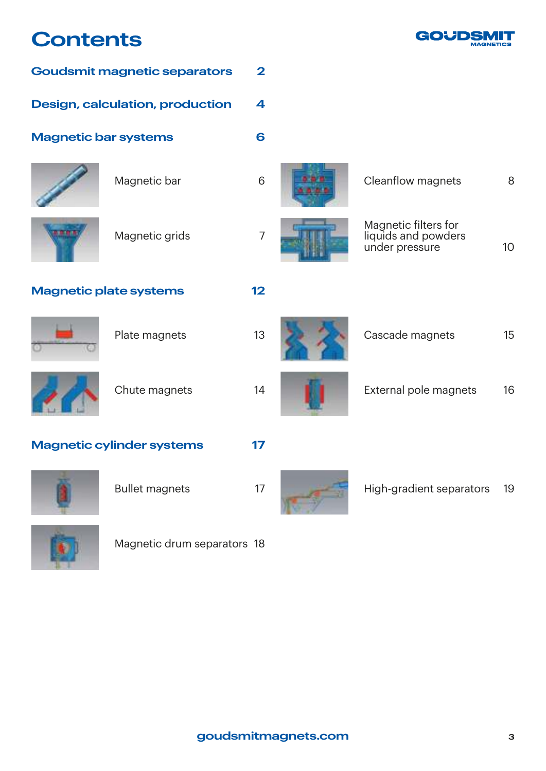# Contents

**Goudsmit magnetic separators** 2

**Design, calculation, production** 4

**Magnetic bar systems** 6

- Magnetic bar 6
- Cleanflow magnets 8
- Magnetic grids 7
- Magnetic filters for liquids and powders under pressure 10

**Magnetic plate systems** 12

- Plate magnets 13
- Cascade magnets 15
- Chute magnets 14
- External pole magnets 16

**Magnetic cylinder systems** 17

- Bullet magnets 17
- High-gradient separators 19
- Magnetic drum separators 18

goudsmitmagnets.com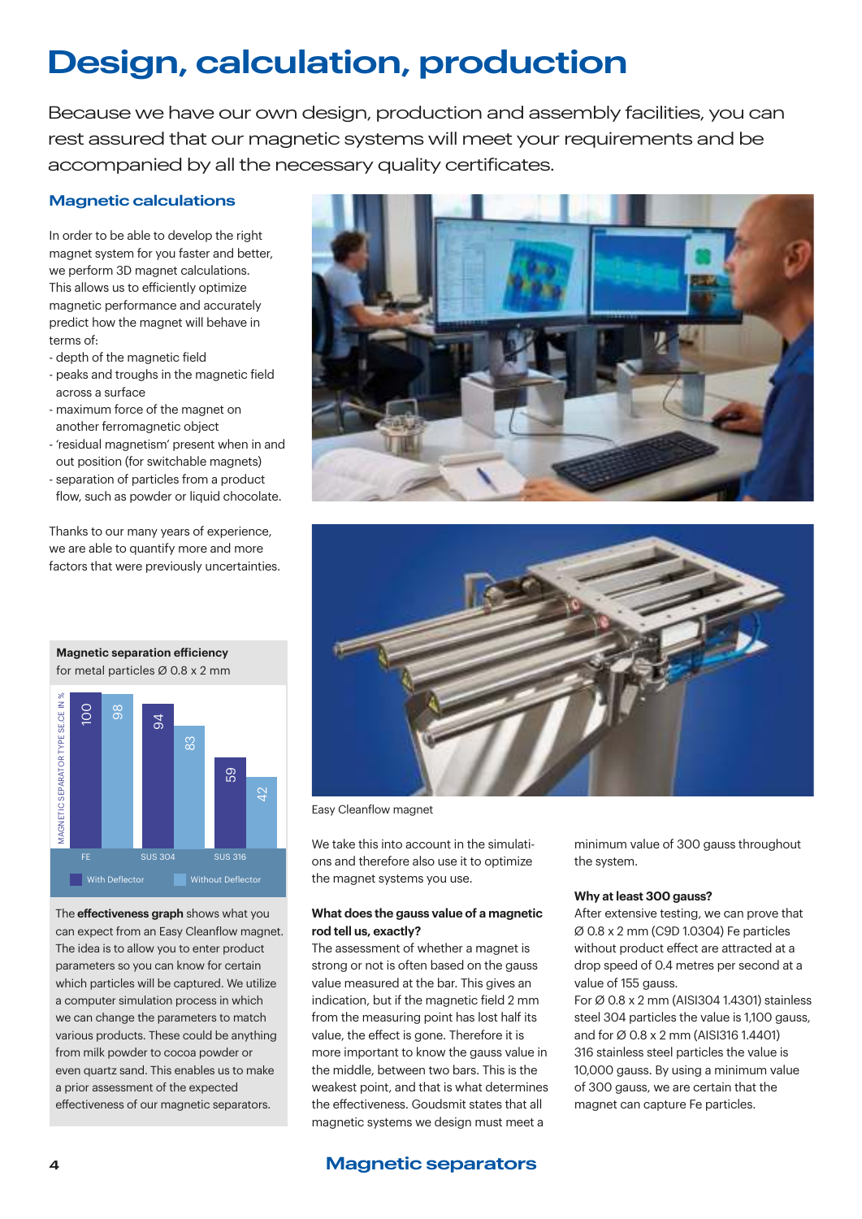# Design, calculation, production

Because we have our own design, production and assembly facilities, you can rest assured that our magnetic systems will meet your requirements and be accompanied by all the necessary quality certificates.

## Magnetic calculations

In order to be able to develop the right magnet system for you faster and better, we perform 3D magnet calculations. This allows us to efficiently optimize magnetic performance and accurately predict how the magnet will behave in terms of:

- depth of the magnetic field
- peaks and troughs in the magnetic field across a surface
- maximum force of the magnet on another ferromagnetic object
- 'residual magnetism' present when in and out position (for switchable magnets)
- separation of particles from a product flow, such as powder or liquid chocolate.

Thanks to our many years of experience, we are able to quantify more and more factors that were previously uncertainties.

**Magnetic separation efficiency**
for metal particles Ø 0.8 x 2 mm

| MAGNETIC SEPARATOR TYPE SE.CE IN % | FE | SUS 304 | SUS 316 |
|---|---|---|---|
| With Deflector | 100 | 94 | 59 |
| Without Deflector | 98 | 83 | 42 |

The **effectiveness graph** shows what you can expect from an Easy Cleanflow magnet. The idea is to allow you to enter product parameters so you can know for certain which particles will be captured. We utilize a computer simulation process in which we can change the parameters to match various products. These could be anything from milk powder to cocoa powder or even quartz sand. This enables us to make a prior assessment of the expected effectiveness of our magnetic separators.

Easy Cleanflow magnet

We take this into account in the simulations and therefore also use it to optimize the magnet systems you use.

**What does the gauss value of a magnetic rod tell us, exactly?**
The assessment of whether a magnet is strong or not is often based on the gauss value measured at the bar. This gives an indication, but if the magnetic field 2 mm from the measuring point has lost half its value, the effect is gone. Therefore it is more important to know the gauss value in the middle, between two bars. This is the weakest point, and that is what determines the effectiveness. Goudsmit states that all magnetic systems we design must meet a minimum value of 300 gauss throughout the system.

**Why at least 300 gauss?**
After extensive testing, we can prove that Ø 0.8 x 2 mm (C9D 1.0304) Fe particles without product effect are attracted at a drop speed of 0.4 metres per second at a value of 155 gauss.
For Ø 0.8 x 2 mm (AISI304 1.4301) stainless steel 304 particles the value is 1,100 gauss, and for Ø 0.8 x 2 mm (AISI316 1.4401) 316 stainless steel particles the value is 10,000 gauss. By using a minimum value of 300 gauss, we are certain that the magnet can capture Fe particles.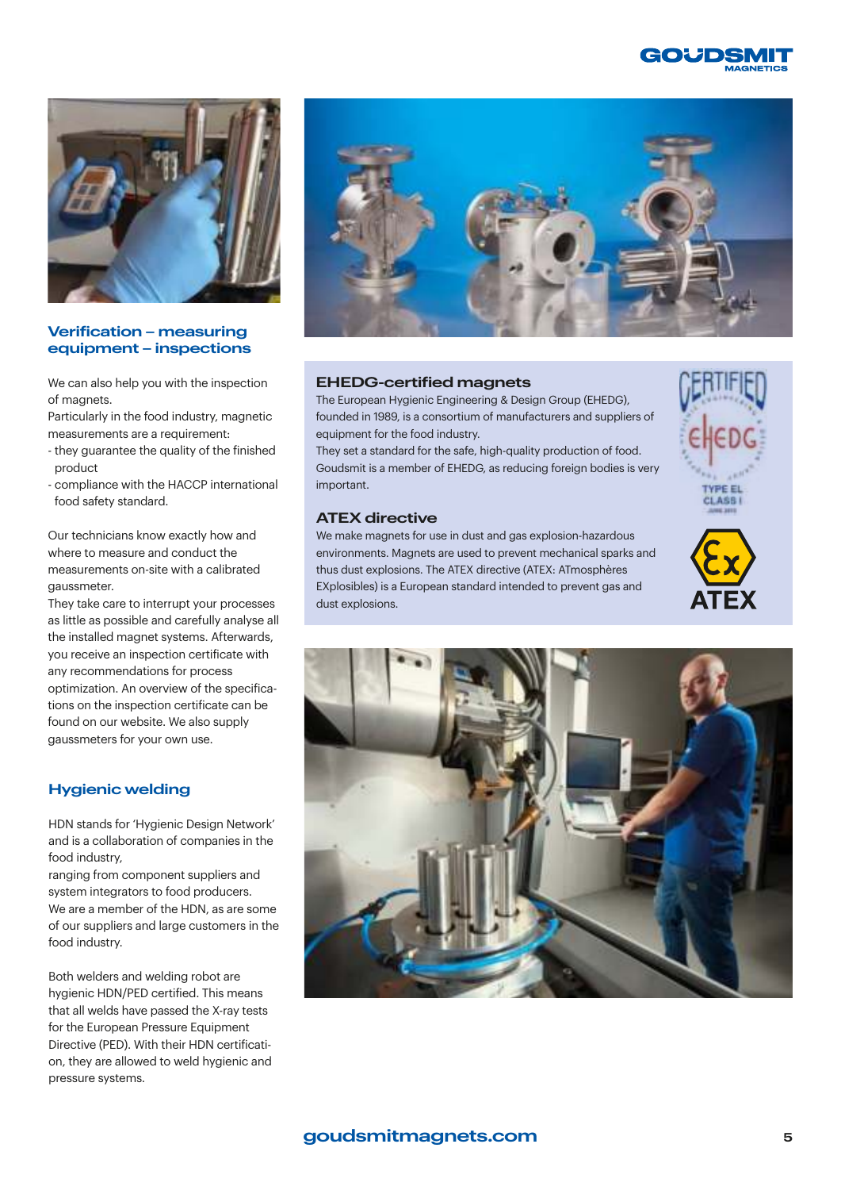## Verification – measuring equipment – inspections

We can also help you with the inspection of magnets.
Particularly in the food industry, magnetic measurements are a requirement:

- they guarantee the quality of the finished product
- compliance with the HACCP international food safety standard.

Our technicians know exactly how and where to measure and conduct the measurements on-site with a calibrated gaussmeter.
They take care to interrupt your processes as little as possible and carefully analyse all the installed magnet systems. Afterwards, you receive an inspection certificate with any recommendations for process optimization. An overview of the specifications on the inspection certificate can be found on our website. We also supply gaussmeters for your own use.

## Hygienic welding

HDN stands for 'Hygienic Design Network' and is a collaboration of companies in the food industry,
ranging from component suppliers and system integrators to food producers.
We are a member of the HDN, as are some of our suppliers and large customers in the food industry.

Both welders and welding robot are hygienic HDN/PED certified. This means that all welds have passed the X-ray tests for the European Pressure Equipment Directive (PED). With their HDN certification, they are allowed to weld hygienic and pressure systems.

## EHEDG-certified magnets

The European Hygienic Engineering & Design Group (EHEDG), founded in 1989, is a consortium of manufacturers and suppliers of equipment for the food industry.
They set a standard for the safe, high-quality production of food.
Goudsmit is a member of EHEDG, as reducing foreign bodies is very important.

## ATEX directive

We make magnets for use in dust and gas explosion-hazardous environments. Magnets are used to prevent mechanical sparks and thus dust explosions. The ATEX directive (ATEX: ATmosphères EXplosibles) is a European standard intended to prevent gas and dust explosions.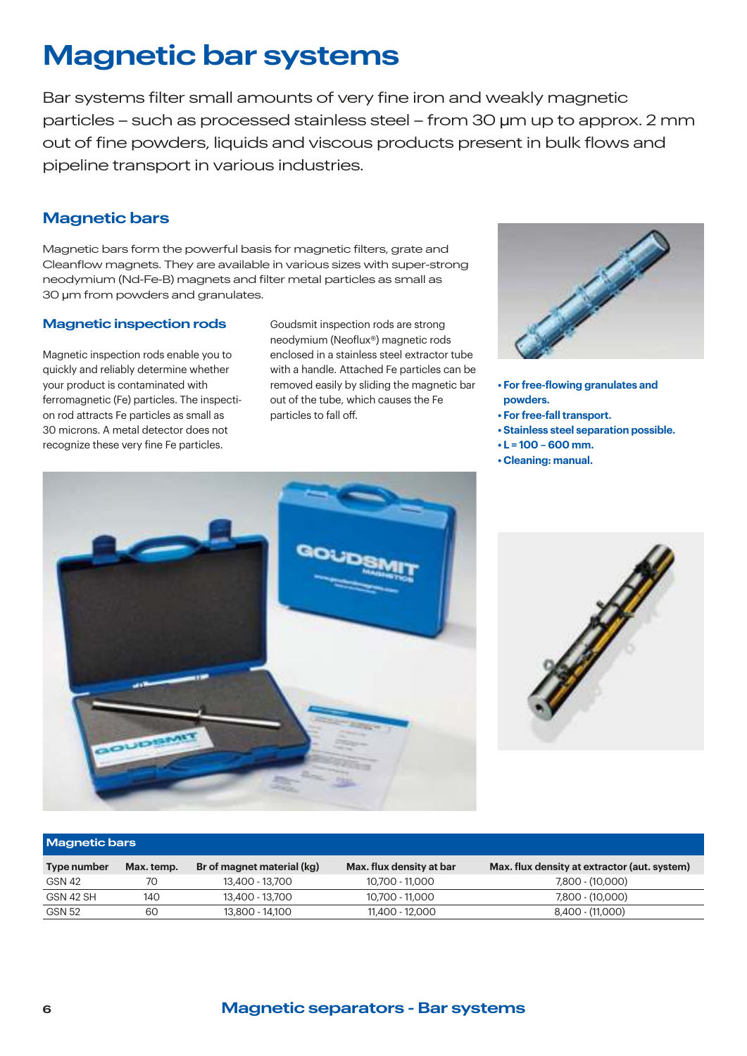# Magnetic bar systems

Bar systems filter small amounts of very fine iron and weakly magnetic particles – such as processed stainless steel – from 30 µm up to approx. 2 mm out of fine powders, liquids and viscous products present in bulk flows and pipeline transport in various industries.

## Magnetic bars

Magnetic bars form the powerful basis for magnetic filters, grate and Cleanflow magnets. They are available in various sizes with super-strong neodymium (Nd-Fe-B) magnets and filter metal particles as small as 30 µm from powders and granulates.

### Magnetic inspection rods

Magnetic inspection rods enable you to quickly and reliably determine whether your product is contaminated with ferromagnetic (Fe) particles. The inspection rod attracts Fe particles as small as 30 microns. A metal detector does not recognize these very fine Fe particles.

Goudsmit inspection rods are strong neodymium (Neoflux®) magnetic rods enclosed in a stainless steel extractor tube with a handle. Attached Fe particles can be removed easily by sliding the magnetic bar out of the tube, which causes the Fe particles to fall off.

- **For free-flowing granulates and powders.**
- **For free-fall transport.**
- **Stainless steel separation possible.**
- **L = 100 – 600 mm.**
- **Cleaning: manual.**

| Magnetic bars | | | | |
|---|---|---|---|---|
| **Type number** | **Max. temp.** | **Br of magnet material (kg)** | **Max. flux density at bar** | **Max. flux density at extractor (aut. system)** |
| GSN 42 | 70 | 13,400 - 13,700 | 10,700 - 11,000 | 7,800 - (10,000) |
| GSN 42 SH | 140 | 13,400 - 13,700 | 10,700 - 11,000 | 7,800 - (10,000) |
| GSN 52 | 60 | 13,800 - 14,100 | 11,400 - 12,000 | 8,400 - (11,000) |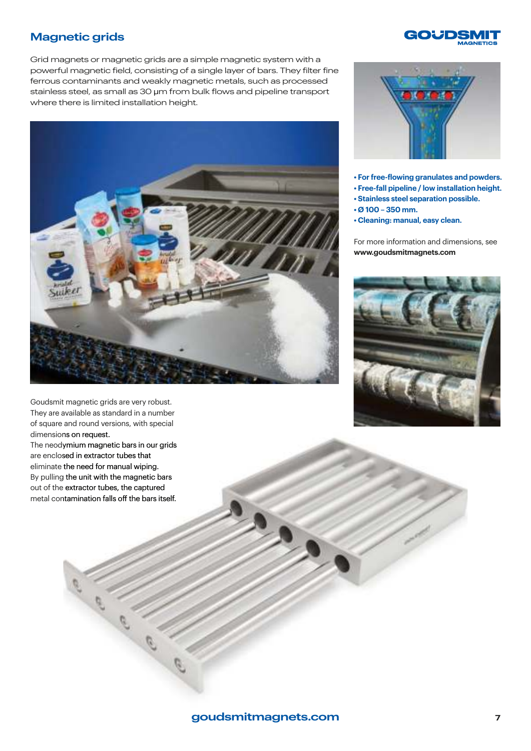# Magnetic grids

Grid magnets or magnetic grids are a simple magnetic system with a powerful magnetic field, consisting of a single layer of bars. They filter fine ferrous contaminants and weakly magnetic metals, such as processed stainless steel, as small as 30 µm from bulk flows and pipeline transport where there is limited installation height.

- **For free-flowing granulates and powders.**
- **Free-fall pipeline / low installation height.**
- **Stainless steel separation possible.**
- **Ø 100 – 350 mm.**
- **Cleaning: manual, easy clean.**

For more information and dimensions, see **www.goudsmitmagnets.com**

Goudsmit magnetic grids are very robust. They are available as standard in a number of square and round versions, with special dimensions on request.
The neodymium magnetic bars in our grids are enclosed in extractor tubes that eliminate the need for manual wiping. By pulling the unit with the magnetic bars out of the extractor tubes, the captured metal contamination falls off the bars itself.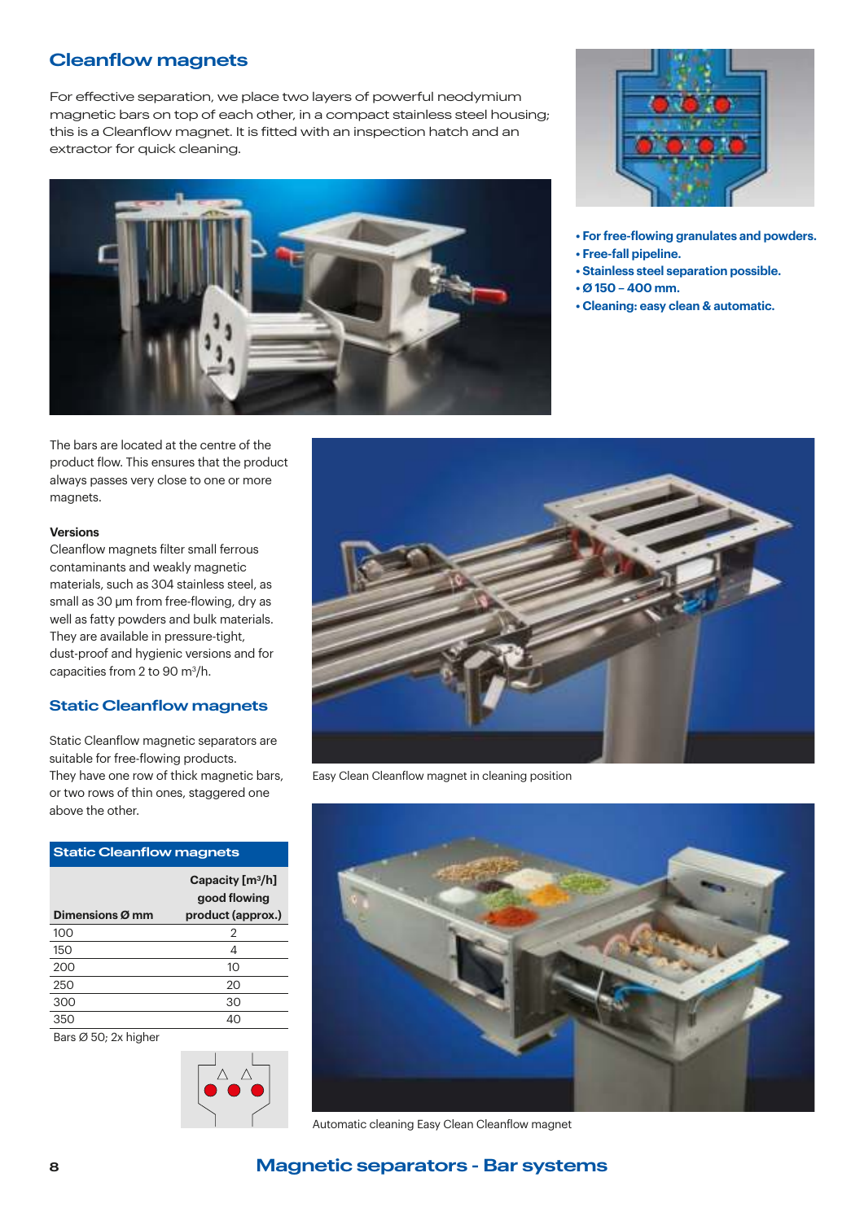## Cleanflow magnets

For effective separation, we place two layers of powerful neodymium magnetic bars on top of each other, in a compact stainless steel housing; this is a Cleanflow magnet. It is fitted with an inspection hatch and an extractor for quick cleaning.

- **For free-flowing granulates and powders.**
- **Free-fall pipeline.**
- **Stainless steel separation possible.**
- **Ø 150 – 400 mm.**
- **Cleaning: easy clean & automatic.**

The bars are located at the centre of the product flow. This ensures that the product always passes very close to one or more magnets.

**Versions**

Cleanflow magnets filter small ferrous contaminants and weakly magnetic materials, such as 304 stainless steel, as small as 30 µm from free-flowing, dry as well as fatty powders and bulk materials. They are available in pressure-tight, dust-proof and hygienic versions and for capacities from 2 to 90 m³/h.

Easy Clean Cleanflow magnet in cleaning position

## Static Cleanflow magnets

Static Cleanflow magnetic separators are suitable for free-flowing products.
They have one row of thick magnetic bars, or two rows of thin ones, staggered one above the other.

**Static Cleanflow magnets**

| Dimensions Ø mm | Capacity [m³/h] good flowing product (approx.) |
|---|---|
| 100 | 2 |
| 150 | 4 |
| 200 | 10 |
| 250 | 20 |
| 300 | 30 |
| 350 | 40 |

Bars Ø 50; 2x higher

Automatic cleaning Easy Clean Cleanflow magnet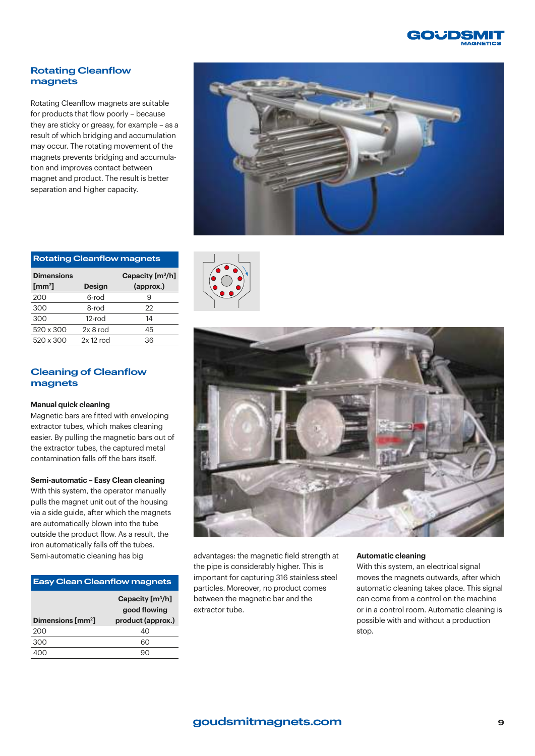## Rotating Cleanflow magnets

Rotating Cleanflow magnets are suitable for products that flow poorly – because they are sticky or greasy, for example – as a result of which bridging and accumulation may occur. The rotating movement of the magnets prevents bridging and accumulation and improves contact between magnet and product. The result is better separation and higher capacity.

**Rotating Cleanflow magnets**

| Dimensions [mm²] | Design | Capacity [m³/h] (approx.) |
|---|---|---|
| 200 | 6-rod | 9 |
| 300 | 8-rod | 22 |
| 300 | 12-rod | 14 |
| 520 x 300 | 2x 8 rod | 45 |
| 520 x 300 | 2x 12 rod | 36 |

## Cleaning of Cleanflow magnets

**Manual quick cleaning**
Magnetic bars are fitted with enveloping extractor tubes, which makes cleaning easier. By pulling the magnetic bars out of the extractor tubes, the captured metal contamination falls off the bars itself.

**Semi-automatic – Easy Clean cleaning**
With this system, the operator manually pulls the magnet unit out of the housing via a side guide, after which the magnets are automatically blown into the tube outside the product flow. As a result, the iron automatically falls off the tubes. Semi-automatic cleaning has big advantages: the magnetic field strength at the pipe is considerably higher. This is important for capturing 316 stainless steel particles. Moreover, no product comes between the magnetic bar and the extractor tube.

**Easy Clean Cleanflow magnets**

| Dimensions [mm²] | Capacity [m³/h] good flowing product (approx.) |
|---|---|
| 200 | 40 |
| 300 | 60 |
| 400 | 90 |

**Automatic cleaning**
With this system, an electrical signal moves the magnets outwards, after which automatic cleaning takes place. This signal can come from a control on the machine or in a control room. Automatic cleaning is possible with and without a production stop.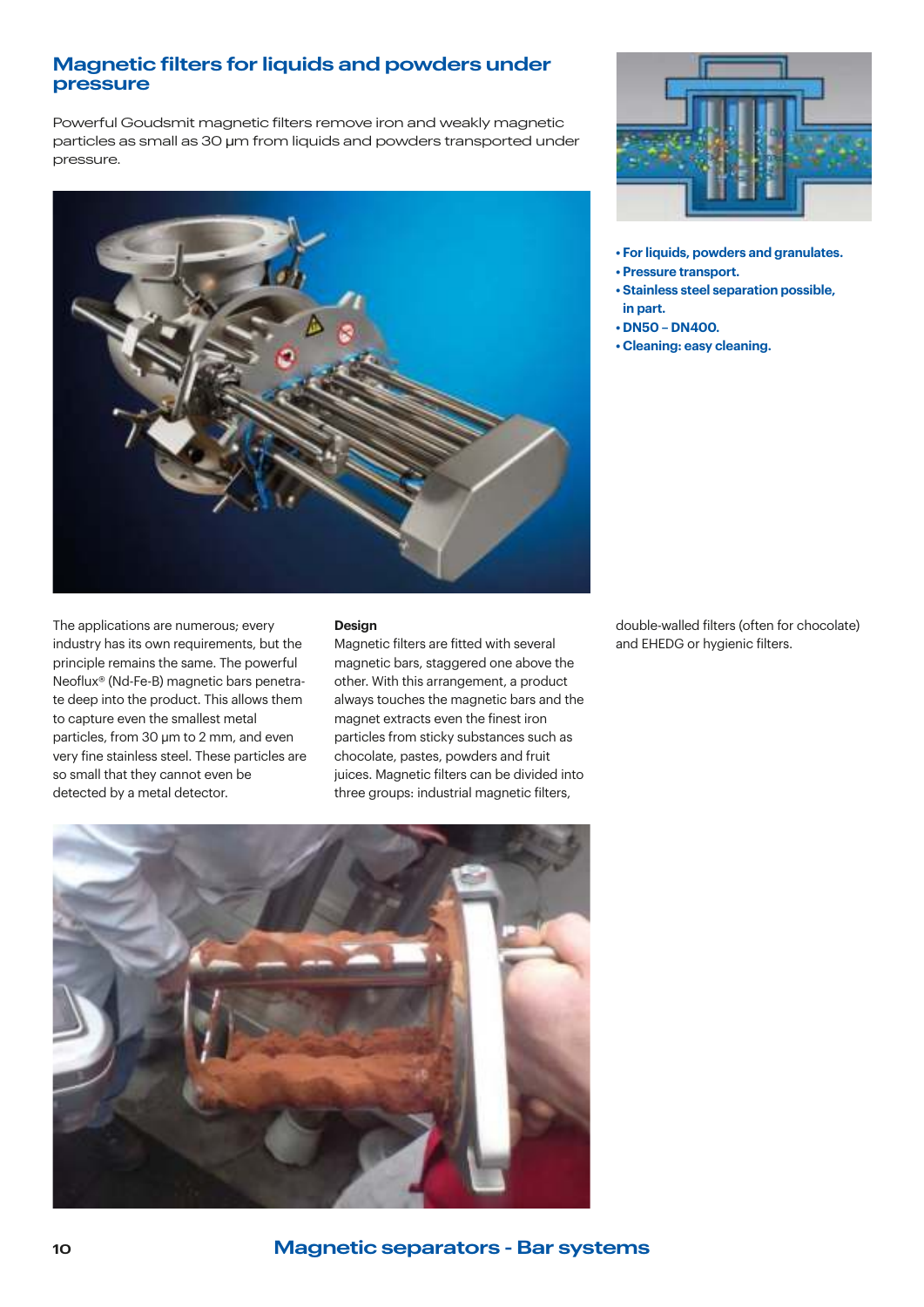# Magnetic filters for liquids and powders under pressure

Powerful Goudsmit magnetic filters remove iron and weakly magnetic particles as small as 30 µm from liquids and powders transported under pressure.

- **For liquids, powders and granulates.**
- **Pressure transport.**
- **Stainless steel separation possible, in part.**
- **DN50 – DN400.**
- **Cleaning: easy cleaning.**

The applications are numerous; every industry has its own requirements, but the principle remains the same. The powerful Neoflux® (Nd-Fe-B) magnetic bars penetrate deep into the product. This allows them to capture even the smallest metal particles, from 30 µm to 2 mm, and even very fine stainless steel. These particles are so small that they cannot even be detected by a metal detector.

**Design**

Magnetic filters are fitted with several magnetic bars, staggered one above the other. With this arrangement, a product always touches the magnetic bars and the magnet extracts even the finest iron particles from sticky substances such as chocolate, pastes, powders and fruit juices. Magnetic filters can be divided into three groups: industrial magnetic filters, double-walled filters (often for chocolate) and EHEDG or hygienic filters.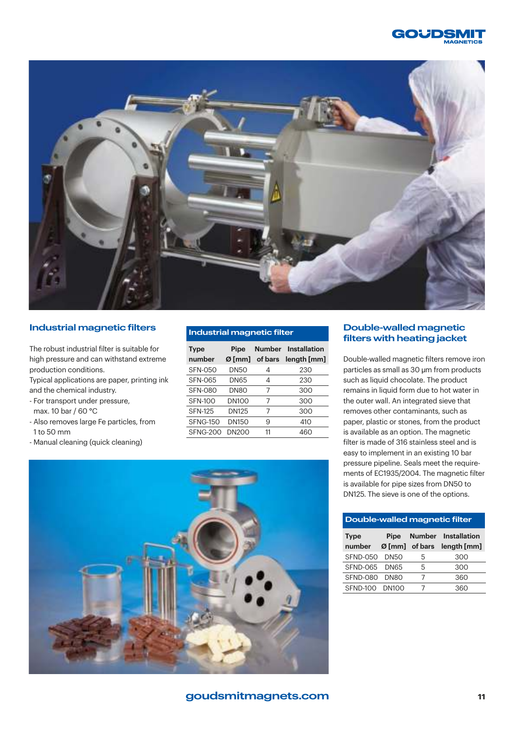## Industrial magnetic filters

The robust industrial filter is suitable for high pressure and can withstand extreme production conditions.
Typical applications are paper, printing ink and the chemical industry.

- For transport under pressure, max. 10 bar / 60 °C
- Also removes large Fe particles, from 1 to 50 mm
- Manual cleaning (quick cleaning)

**Industrial magnetic filter**

| Type number | Pipe Ø [mm] | Number of bars | Installation length [mm] |
|---|---|---|---|
| SFN-050 | DN50 | 4 | 230 |
| SFN-065 | DN65 | 4 | 230 |
| SFN-080 | DN80 | 7 | 300 |
| SFN-100 | DN100 | 7 | 300 |
| SFN-125 | DN125 | 7 | 300 |
| SFNG-150 | DN150 | 9 | 410 |
| SFNG-200 | DN200 | 11 | 460 |

## Double-walled magnetic filters with heating jacket

Double-walled magnetic filters remove iron particles as small as 30 μm from products such as liquid chocolate. The product remains in liquid form due to hot water in the outer wall. An integrated sieve that removes other contaminants, such as paper, plastic or stones, from the product is available as an option. The magnetic filter is made of 316 stainless steel and is easy to implement in an existing 10 bar pressure pipeline. Seals meet the requirements of EC1935/2004. The magnetic filter is available for pipe sizes from DN50 to DN125. The sieve is one of the options.

**Double-walled magnetic filter**

| Type number | Pipe Ø [mm] | Number of bars | Installation length [mm] |
|---|---|---|---|
| SFND-050 | DN50 | 5 | 300 |
| SFND-065 | DN65 | 5 | 300 |
| SFND-080 | DN80 | 7 | 360 |
| SFND-100 | DN100 | 7 | 360 |

goudsmitmagnets.com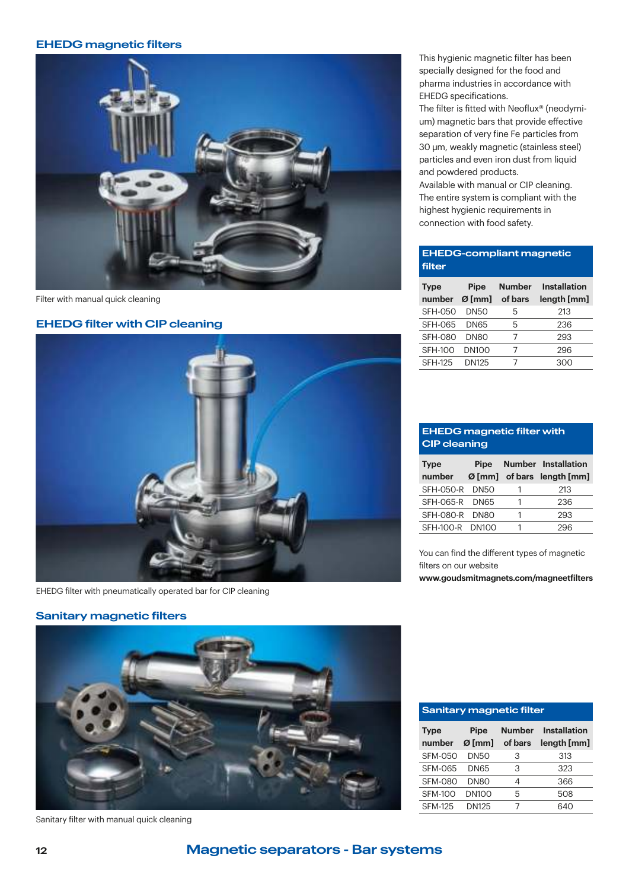## EHEDG magnetic filters

Filter with manual quick cleaning

This hygienic magnetic filter has been specially designed for the food and pharma industries in accordance with EHEDG specifications.
The filter is fitted with Neoflux® (neodymium) magnetic bars that provide effective separation of very fine Fe particles from 30 µm, weakly magnetic (stainless steel) particles and even iron dust from liquid and powdered products.
Available with manual or CIP cleaning.
The entire system is compliant with the highest hygienic requirements in connection with food safety.

**EHEDG-compliant magnetic filter**

| Type number | Pipe Ø [mm] | Number of bars | Installation length [mm] |
|---|---|---|---|
| SFH-050 | DN50 | 5 | 213 |
| SFH-065 | DN65 | 5 | 236 |
| SFH-080 | DN80 | 7 | 293 |
| SFH-100 | DN100 | 7 | 296 |
| SFH-125 | DN125 | 7 | 300 |

## EHEDG filter with CIP cleaning

EHEDG filter with pneumatically operated bar for CIP cleaning

**EHEDG magnetic filter with CIP cleaning**

| Type number | Pipe Ø [mm] | Number of bars | Installation length [mm] |
|---|---|---|---|
| SFH-050-R | DN50 | 1 | 213 |
| SFH-065-R | DN65 | 1 | 236 |
| SFH-080-R | DN80 | 1 | 293 |
| SFH-100-R | DN100 | 1 | 296 |

You can find the different types of magnetic filters on our website
**www.goudsmitmagnets.com/magneetfilters**

## Sanitary magnetic filters

Sanitary filter with manual quick cleaning

**Sanitary magnetic filter**

| Type number | Pipe Ø [mm] | Number of bars | Installation length [mm] |
|---|---|---|---|
| SFM-050 | DN50 | 3 | 313 |
| SFM-065 | DN65 | 3 | 323 |
| SFM-080 | DN80 | 4 | 366 |
| SFM-100 | DN100 | 5 | 508 |
| SFM-125 | DN125 | 7 | 640 |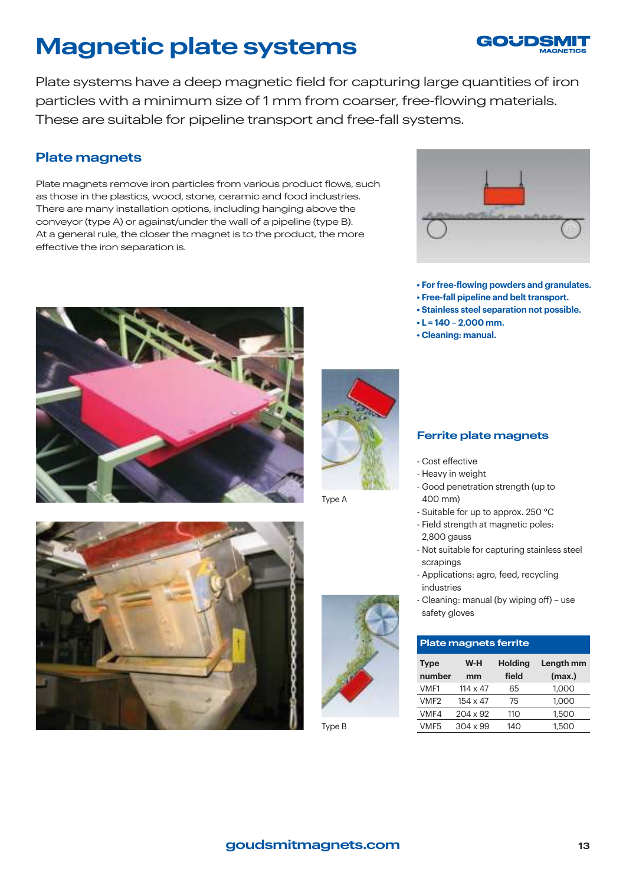# Magnetic plate systems

Plate systems have a deep magnetic field for capturing large quantities of iron particles with a minimum size of 1 mm from coarser, free-flowing materials. These are suitable for pipeline transport and free-fall systems.

## Plate magnets

Plate magnets remove iron particles from various product flows, such as those in the plastics, wood, stone, ceramic and food industries. There are many installation options, including hanging above the conveyor (type A) or against/under the wall of a pipeline (type B). At a general rule, the closer the magnet is to the product, the more effective the iron separation is.

- **For free-flowing powders and granulates.**
- **Free-fall pipeline and belt transport.**
- **Stainless steel separation not possible.**
- **L = 140 – 2,000 mm.**
- **Cleaning: manual.**

Type A

Type B

## Ferrite plate magnets

- Cost effective
- Heavy in weight
- Good penetration strength (up to 400 mm)
- Suitable for up to approx. 250 °C
- Field strength at magnetic poles: 2,800 gauss
- Not suitable for capturing stainless steel scrapings
- Applications: agro, feed, recycling industries
- Cleaning: manual (by wiping off) – use safety gloves

**Plate magnets ferrite**

| Type number | W-H mm | Holding field | Length mm (max.) |
|---|---|---|---|
| VMF1 | 114 x 47 | 65 | 1,000 |
| VMF2 | 154 x 47 | 75 | 1,000 |
| VMF4 | 204 x 92 | 110 | 1,500 |
| VMF5 | 304 x 99 | 140 | 1,500 |

goudsmitmagnets.com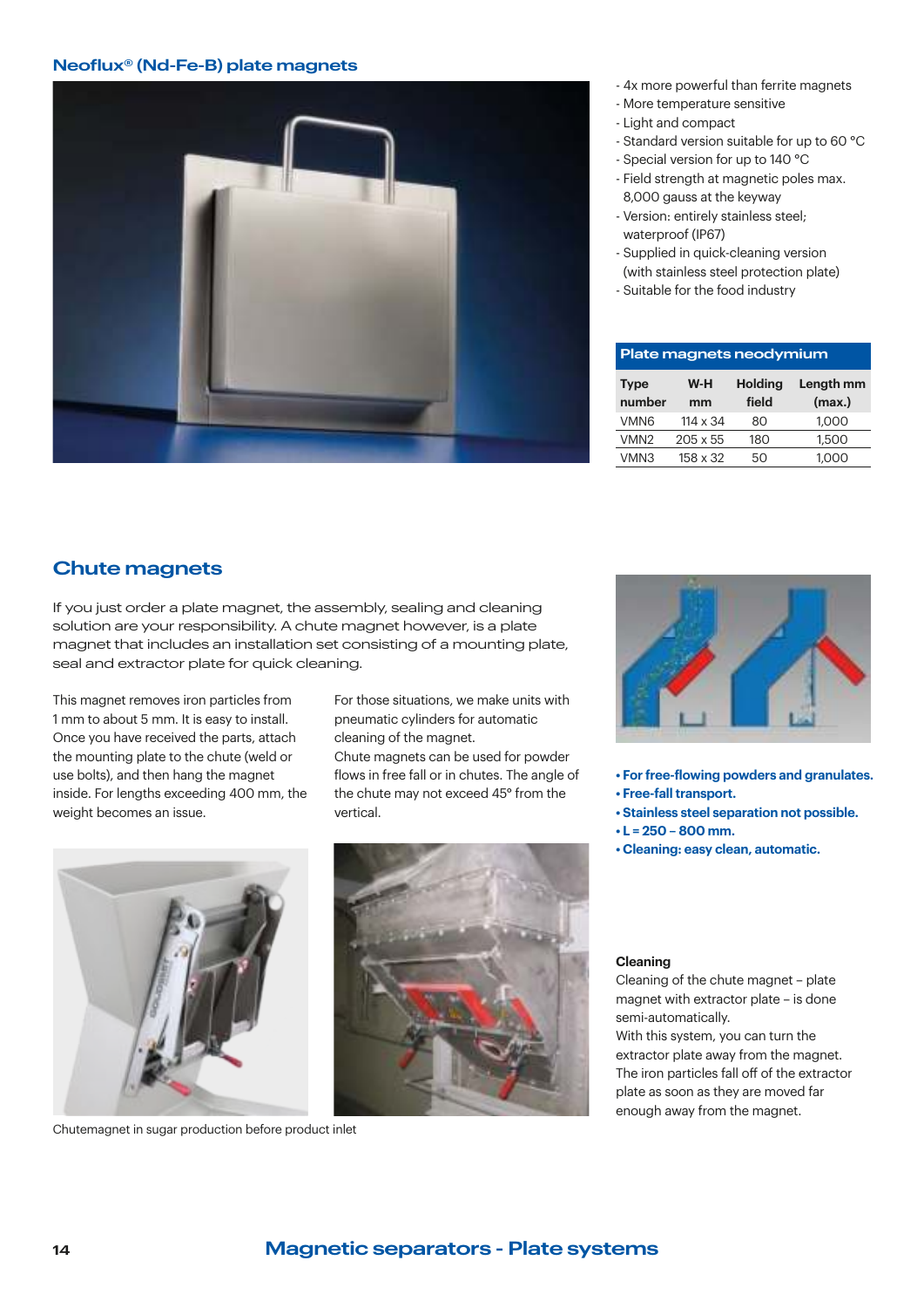## Neoflux® (Nd-Fe-B) plate magnets

- 4x more powerful than ferrite magnets
- More temperature sensitive
- Light and compact
- Standard version suitable for up to 60 °C
- Special version for up to 140 °C
- Field strength at magnetic poles max. 8,000 gauss at the keyway
- Version: entirely stainless steel; waterproof (IP67)
- Supplied in quick-cleaning version (with stainless steel protection plate)
- Suitable for the food industry

**Plate magnets neodymium**

| Type number | W-H mm | Holding field | Length mm (max.) |
|---|---|---|---|
| VMN6 | 114 x 34 | 80 | 1,000 |
| VMN2 | 205 x 55 | 180 | 1,500 |
| VMN3 | 158 x 32 | 50 | 1,000 |

## Chute magnets

If you just order a plate magnet, the assembly, sealing and cleaning solution are your responsibility. A chute magnet however, is a plate magnet that includes an installation set consisting of a mounting plate, seal and extractor plate for quick cleaning.

This magnet removes iron particles from 1 mm to about 5 mm. It is easy to install. Once you have received the parts, attach the mounting plate to the chute (weld or use bolts), and then hang the magnet inside. For lengths exceeding 400 mm, the weight becomes an issue.

For those situations, we make units with pneumatic cylinders for automatic cleaning of the magnet.
Chute magnets can be used for powder flows in free fall or in chutes. The angle of the chute may not exceed 45° from the vertical.

- **For free-flowing powders and granulates.**
- **Free-fall transport.**
- **Stainless steel separation not possible.**
- **L = 250 – 800 mm.**
- **Cleaning: easy clean, automatic.**

Chutemagnet in sugar production before product inlet

**Cleaning**

Cleaning of the chute magnet – plate magnet with extractor plate – is done semi-automatically.
With this system, you can turn the extractor plate away from the magnet. The iron particles fall off of the extractor plate as soon as they are moved far enough away from the magnet.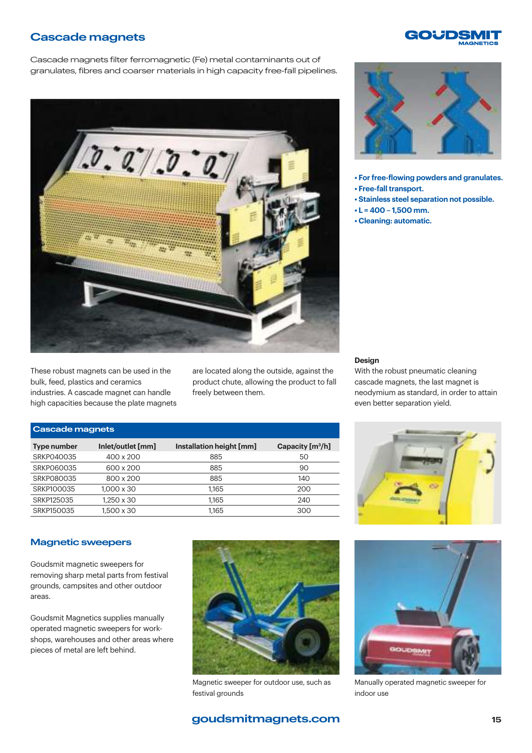## Cascade magnets

Cascade magnets filter ferromagnetic (Fe) metal contaminants out of granulates, fibres and coarser materials in high capacity free-fall pipelines.

- **For free-flowing powders and granulates.**
- **Free-fall transport.**
- **Stainless steel separation not possible.**
- **L = 400 – 1,500 mm.**
- **Cleaning: automatic.**

These robust magnets can be used in the bulk, feed, plastics and ceramics industries. A cascade magnet can handle high capacities because the plate magnets are located along the outside, against the product chute, allowing the product to fall freely between them.

**Design**

With the robust pneumatic cleaning cascade magnets, the last magnet is neodymium as standard, in order to attain even better separation yield.

| Cascade magnets | | | |
|---|---|---|---|
| **Type number** | **Inlet/outlet [mm]** | **Installation height [mm]** | **Capacity [m³/h]** |
| SRKP040035 | 400 x 200 | 885 | 50 |
| SRKP060035 | 600 x 200 | 885 | 90 |
| SRKP080035 | 800 x 200 | 885 | 140 |
| SRKP100035 | 1,000 x 30 | 1,165 | 200 |
| SRKP125035 | 1,250 x 30 | 1,165 | 240 |
| SRKP150035 | 1,500 x 30 | 1,165 | 300 |

## Magnetic sweepers

Goudsmit magnetic sweepers for removing sharp metal parts from festival grounds, campsites and other outdoor areas.

Goudsmit Magnetics supplies manually operated magnetic sweepers for workshops, warehouses and other areas where pieces of metal are left behind.

Magnetic sweeper for outdoor use, such as festival grounds

Manually operated magnetic sweeper for indoor use

goudsmitmagnets.com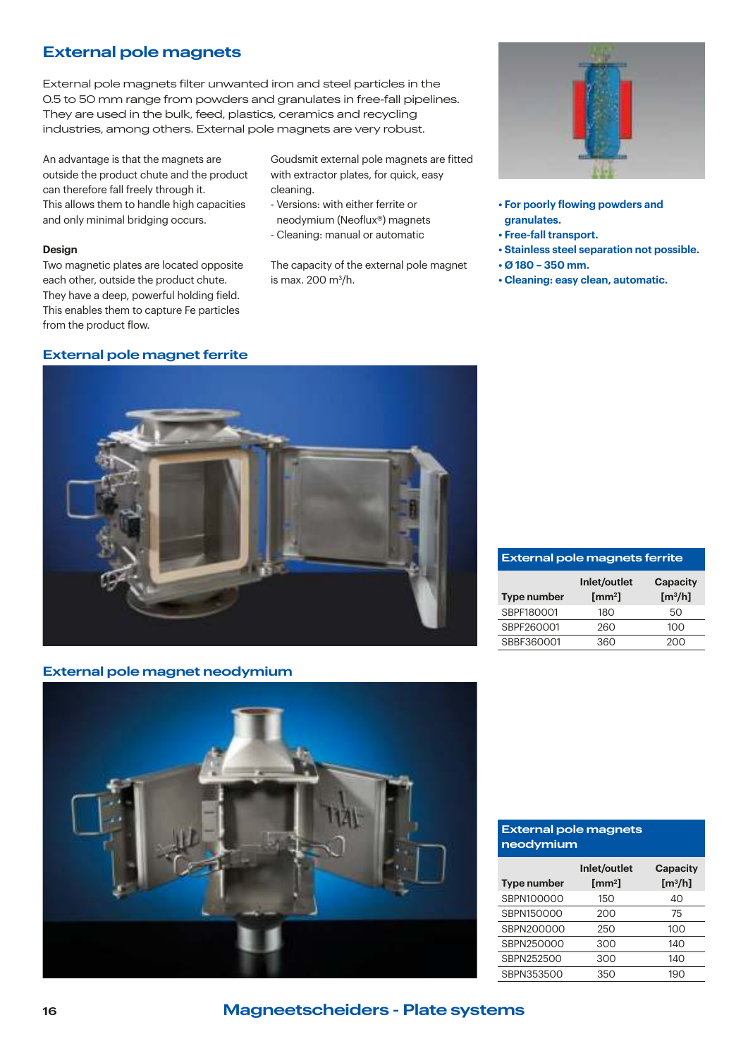## External pole magnets

External pole magnets filter unwanted iron and steel particles in the 0.5 to 50 mm range from powders and granulates in free-fall pipelines. They are used in the bulk, feed, plastics, ceramics and recycling industries, among others. External pole magnets are very robust.

An advantage is that the magnets are outside the product chute and the product can therefore fall freely through it. This allows them to handle high capacities and only minimal bridging occurs.

**Design**

Two magnetic plates are located opposite each other, outside the product chute. They have a deep, powerful holding field. This enables them to capture Fe particles from the product flow.

Goudsmit external pole magnets are fitted with extractor plates, for quick, easy cleaning.

- Versions: with either ferrite or neodymium (Neoflux®) magnets
- Cleaning: manual or automatic

The capacity of the external pole magnet is max. 200 m³/h.

- **For poorly flowing powders and granulates.**
- **Free-fall transport.**
- **Stainless steel separation not possible.**
- **Ø 180 – 350 mm.**
- **Cleaning: easy clean, automatic.**

### External pole magnet ferrite

| External pole magnets ferrite | | |
|---|---|---|
| **Type number** | **Inlet/outlet [mm²]** | **Capacity [m³/h]** |
| SBPF180001 | 180 | 50 |
| SBPF260001 | 260 | 100 |
| SBBF360001 | 360 | 200 |

### External pole magnet neodymium

| External pole magnets neodymium | | |
|---|---|---|
| **Type number** | **Inlet/outlet [mm²]** | **Capacity [m³/h]** |
| SBPN100000 | 150 | 40 |
| SBPN150000 | 200 | 75 |
| SBPN200000 | 250 | 100 |
| SBPN250000 | 300 | 140 |
| SBPN252500 | 300 | 140 |
| SBPN353500 | 350 | 190 |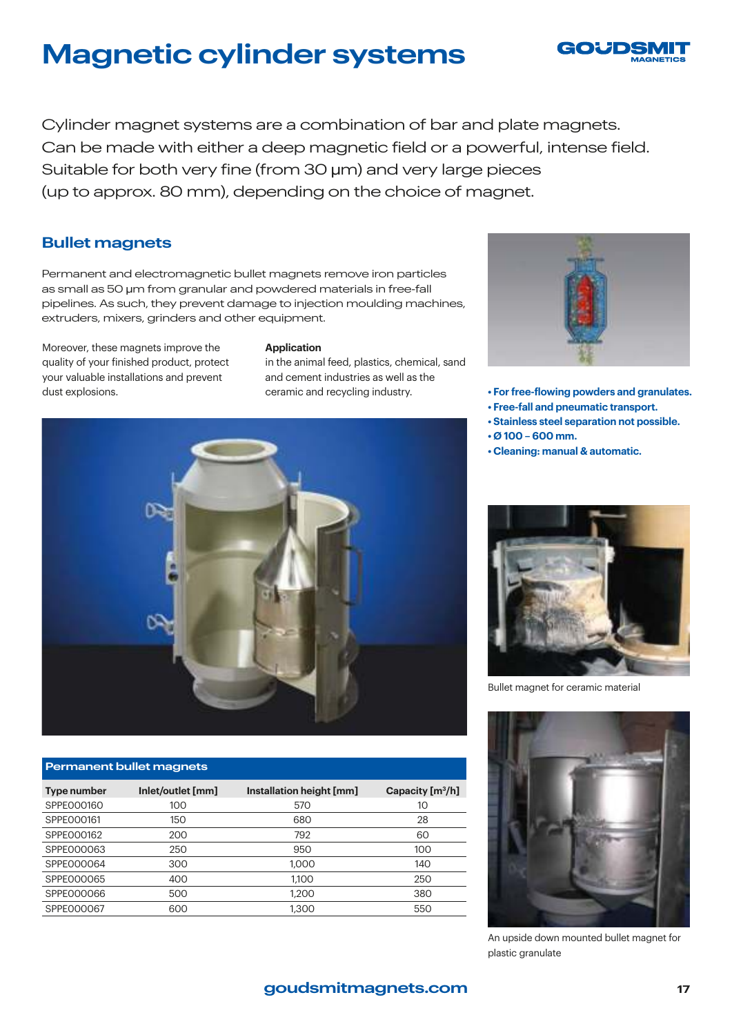# Magnetic cylinder systems

Cylinder magnet systems are a combination of bar and plate magnets. Can be made with either a deep magnetic field or a powerful, intense field. Suitable for both very fine (from 30 μm) and very large pieces (up to approx. 80 mm), depending on the choice of magnet.

## Bullet magnets

Permanent and electromagnetic bullet magnets remove iron particles as small as 50 μm from granular and powdered materials in free-fall pipelines. As such, they prevent damage to injection moulding machines, extruders, mixers, grinders and other equipment.

Moreover, these magnets improve the quality of your finished product, protect your valuable installations and prevent dust explosions.

**Application**
in the animal feed, plastics, chemical, sand and cement industries as well as the ceramic and recycling industry.

- **For free-flowing powders and granulates.**
- **Free-fall and pneumatic transport.**
- **Stainless steel separation not possible.**
- **Ø 100 – 600 mm.**
- **Cleaning: manual & automatic.**

**Permanent bullet magnets**

| Type number | Inlet/outlet [mm] | Installation height [mm] | Capacity [m³/h] |
|---|---|---|---|
| SPPE000160 | 100 | 570 | 10 |
| SPPE000161 | 150 | 680 | 28 |
| SPPE000162 | 200 | 792 | 60 |
| SPPE000063 | 250 | 950 | 100 |
| SPPE000064 | 300 | 1,000 | 140 |
| SPPE000065 | 400 | 1,100 | 250 |
| SPPE000066 | 500 | 1,200 | 380 |
| SPPE000067 | 600 | 1,300 | 550 |

Bullet magnet for ceramic material

An upside down mounted bullet magnet for plastic granulate

goudsmitmagnets.com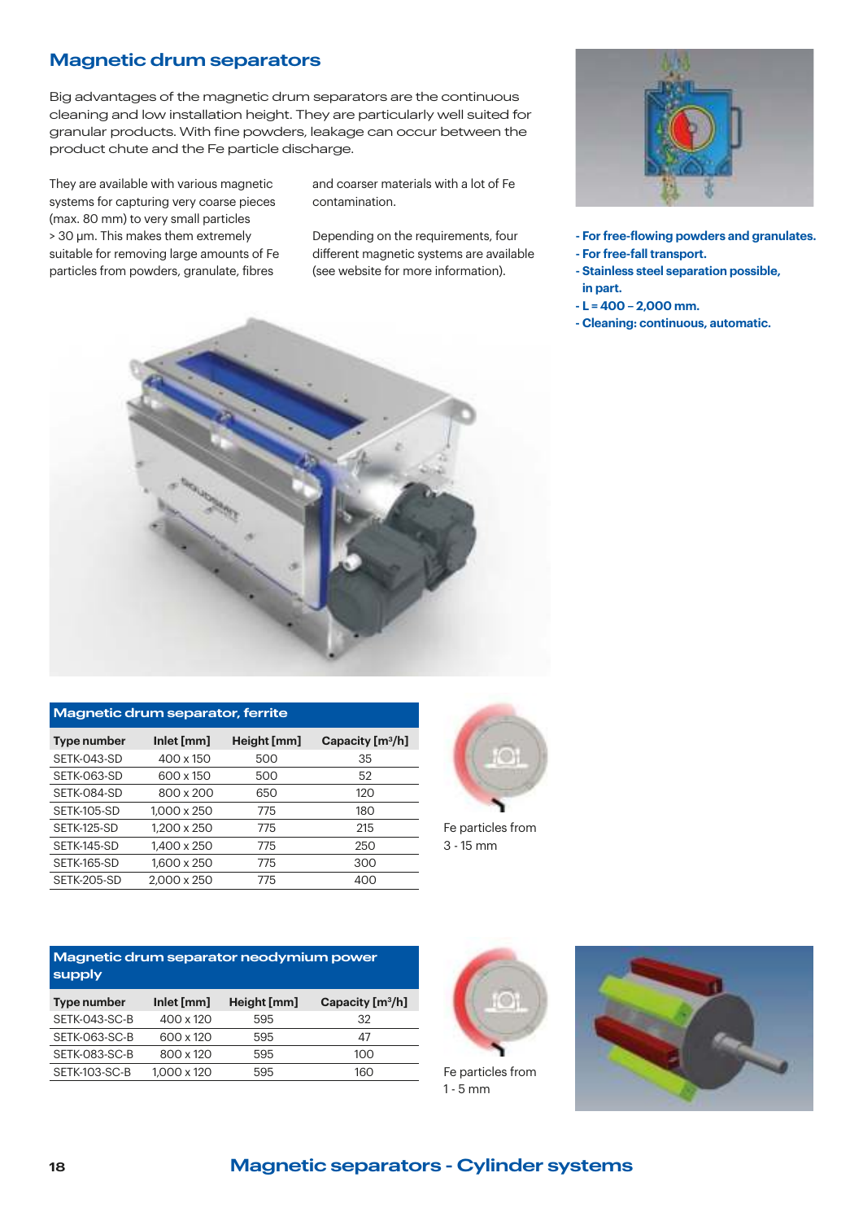## Magnetic drum separators

Big advantages of the magnetic drum separators are the continuous cleaning and low installation height. They are particularly well suited for granular products. With fine powders, leakage can occur between the product chute and the Fe particle discharge.

They are available with various magnetic systems for capturing very coarse pieces (max. 80 mm) to very small particles > 30 µm. This makes them extremely suitable for removing large amounts of Fe particles from powders, granulate, fibres and coarser materials with a lot of Fe contamination.

Depending on the requirements, four different magnetic systems are available (see website for more information).

- **For free-flowing powders and granulates.**
- **For free-fall transport.**
- **Stainless steel separation possible, in part.**
- **L = 400 – 2,000 mm.**
- **Cleaning: continuous, automatic.**

### Magnetic drum separator, ferrite

| Type number | Inlet [mm] | Height [mm] | Capacity [m³/h] |
|---|---|---|---|
| SETK-043-SD | 400 x 150 | 500 | 35 |
| SETK-063-SD | 600 x 150 | 500 | 52 |
| SETK-084-SD | 800 x 200 | 650 | 120 |
| SETK-105-SD | 1,000 x 250 | 775 | 180 |
| SETK-125-SD | 1,200 x 250 | 775 | 215 |
| SETK-145-SD | 1,400 x 250 | 775 | 250 |
| SETK-165-SD | 1,600 x 250 | 775 | 300 |
| SETK-205-SD | 2,000 x 250 | 775 | 400 |

Fe particles from 3 - 15 mm

### Magnetic drum separator neodymium power supply

| Type number | Inlet [mm] | Height [mm] | Capacity [m³/h] |
|---|---|---|---|
| SETK-043-SC-B | 400 x 120 | 595 | 32 |
| SETK-063-SC-B | 600 x 120 | 595 | 47 |
| SETK-083-SC-B | 800 x 120 | 595 | 100 |
| SETK-103-SC-B | 1,000 x 120 | 595 | 160 |

Fe particles from 1 - 5 mm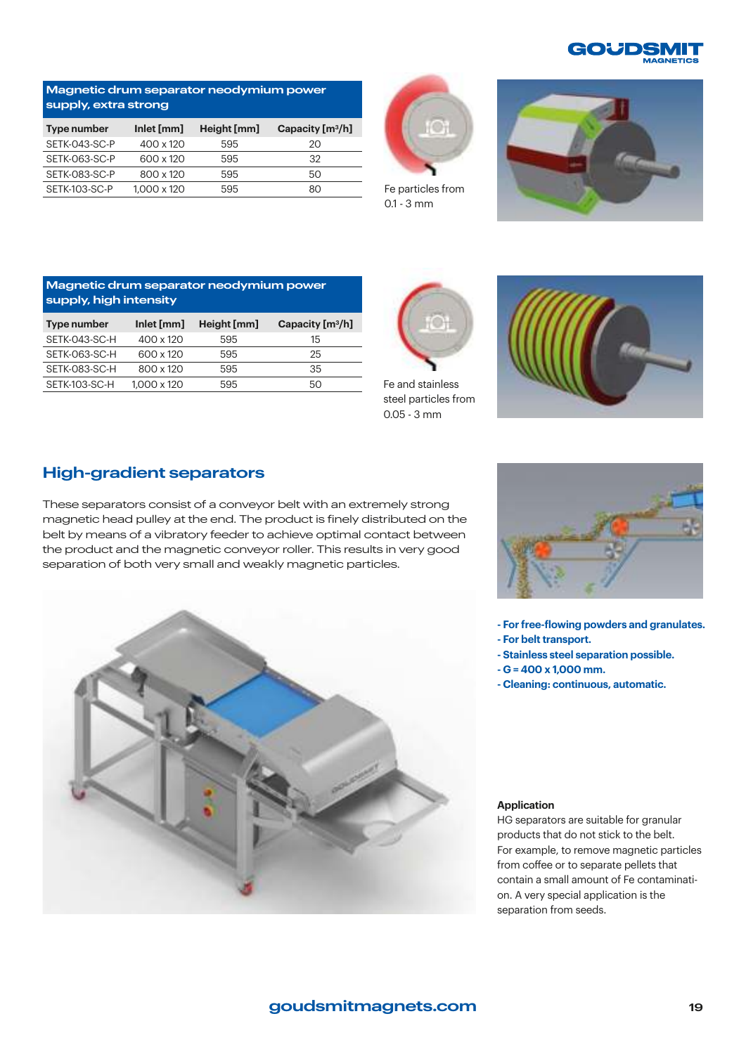## Magnetic drum separator neodymium power supply, extra strong

| Type number | Inlet [mm] | Height [mm] | Capacity [m³/h] |
|---|---|---|---|
| SETK-043-SC-P | 400 x 120 | 595 | 20 |
| SETK-063-SC-P | 600 x 120 | 595 | 32 |
| SETK-083-SC-P | 800 x 120 | 595 | 50 |
| SETK-103-SC-P | 1,000 x 120 | 595 | 80 |

Fe particles from 0.1 - 3 mm

## Magnetic drum separator neodymium power supply, high intensity

| Type number | Inlet [mm] | Height [mm] | Capacity [m³/h] |
|---|---|---|---|
| SETK-043-SC-H | 400 x 120 | 595 | 15 |
| SETK-063-SC-H | 600 x 120 | 595 | 25 |
| SETK-083-SC-H | 800 x 120 | 595 | 35 |
| SETK-103-SC-H | 1,000 x 120 | 595 | 50 |

Fe and stainless steel particles from 0.05 - 3 mm

## High-gradient separators

These separators consist of a conveyor belt with an extremely strong magnetic head pulley at the end. The product is finely distributed on the belt by means of a vibratory feeder to achieve optimal contact between the product and the magnetic conveyor roller. This results in very good separation of both very small and weakly magnetic particles.

- **For free-flowing powders and granulates.**
- **For belt transport.**
- **Stainless steel separation possible.**
- **G = 400 x 1,000 mm.**
- **Cleaning: continuous, automatic.**

**Application**

HG separators are suitable for granular products that do not stick to the belt. For example, to remove magnetic particles from coffee or to separate pellets that contain a small amount of Fe contamination. A very special application is the separation from seeds.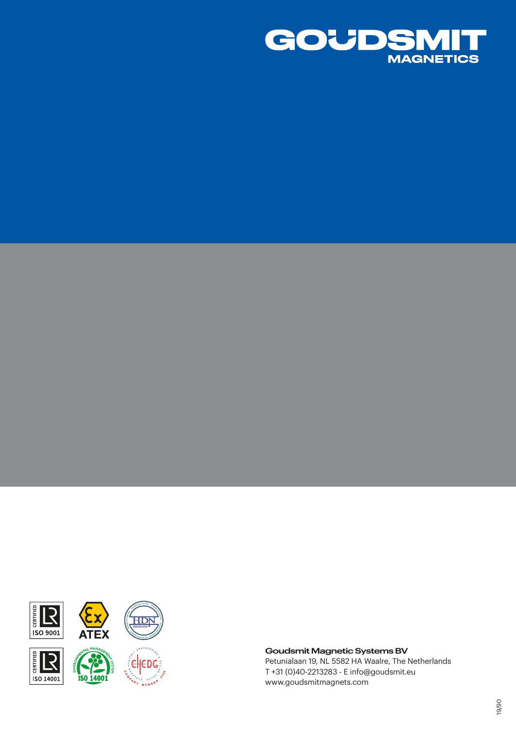GOUDSMIT MAGNETICS

ISO 9001

ATEX

ISO 14001

**Goudsmit Magnetic Systems BV**
Petunialaan 19, NL 5582 HA Waalre, The Netherlands
T +31 (0)40-2213283 - E info@goudsmit.eu
www.goudsmitmagnets.com

19/90